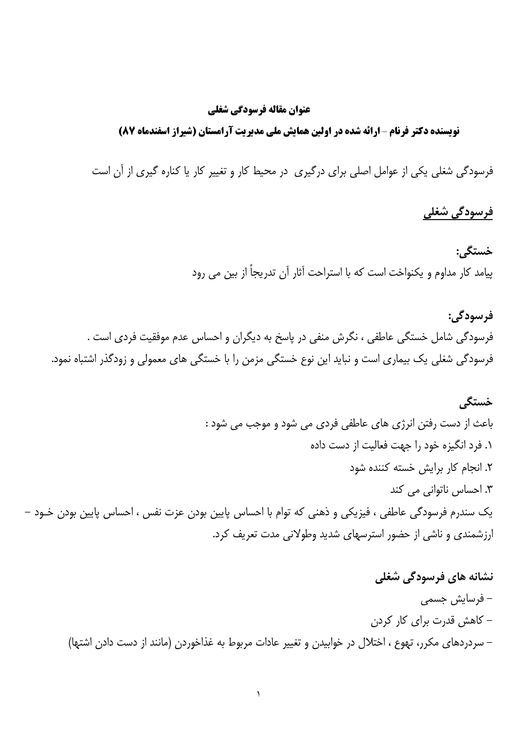**عنوان مقاله فرسودگی شغلی**

**نویسنده دکتر فرنام – ارائه شده در اولین همایش ملی مدیریت آرامستان (شیراز اسفندماه ۸۷)**

فرسودگی شغلی یکی از عوامل اصلی برای درگیری در محیط کار و تغییر کار یا کناره گیری از آن است

## فرسودگی شغلی

**خستگی:**

پیامد کار مداوم و یکنواخت است که با استراحت آثار آن تدریجاً از بین می رود

**فرسودگی:**

فرسودگی شامل خستگی عاطفی ، نگرش منفی در پاسخ به دیگران و احساس عدم موفقیت فردی است .
فرسودگی شغلی یک بیماری است و نباید این نوع خستگی مزمن را با خستگی های معمولی و زودگذر اشتباه نمود.

**خستگی**

باعث از دست رفتن انرژی های عاطفی فردی می شود و موجب می شود :

۱. فرد انگیزه خود را جهت فعالیت از دست داده
۲. انجام کار برایش خسته کننده شود
۳. احساس ناتوانی می کند

یک سندرم فرسودگی عاطفی ، فیزیکی و ذهنی که توام با احساس پایین بودن عزت نفس ، احساس پایین بودن خود – ارزشمندی و ناشی از حضور استرسهای شدید وطولانی مدت تعریف کرد.

**نشانه های فرسودگی شغلی**

– فرسایش جسمی
– کاهش قدرت برای کار کردن
– سردردهای مکرر، تهوع ، اختلال در خوابیدن و تغییر عادات مربوط به غذاخوردن (مانند از دست دادن اشتها)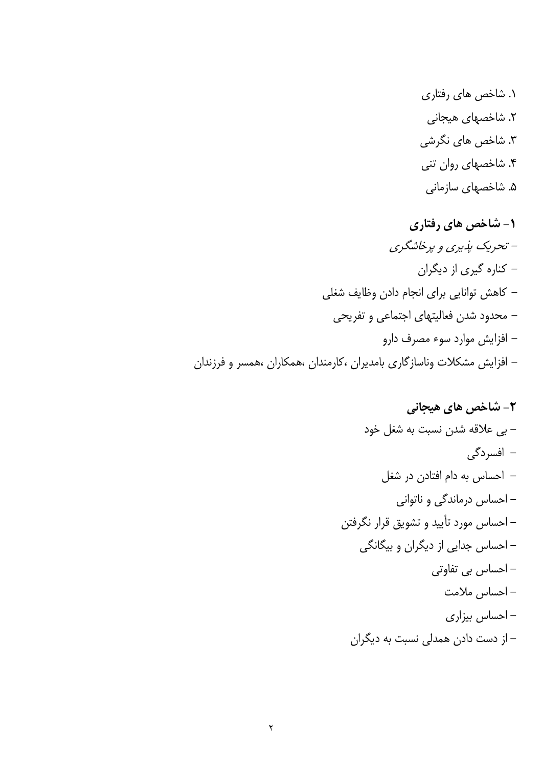۱. شاخص های رفتاری
۲. شاخصهای هیجانی
۳. شاخص های نگرشی
۴. شاخصهای روان تنی
۵. شاخصهای سازمانی

### ۱- شاخص های رفتاری

- *تحریک پذیری و پرخاشگری*
- کناره گیری از دیگران
- کاهش توانایی برای انجام دادن وظایف شغلی
- محدود شدن فعالیتهای اجتماعی و تفریحی
- افزایش موارد سوء مصرف دارو
- افزایش مشکلات وناسازگاری بامدیران ،کارمندان ،همکاران ،همسر و فرزندان

### ۲- شاخص های هیجانی

- بی علاقه شدن نسبت به شغل خود
- افسردگی
- احساس به دام افتادن در شغل
- احساس درماندگی و ناتوانی
- احساس مورد تأیید و تشویق قرار نگرفتن
- احساس جدایی از دیگران و بیگانگی
- احساس بی تفاوتی
- احساس ملامت
- احساس بیزاری
- از دست دادن همدلی نسبت به دیگران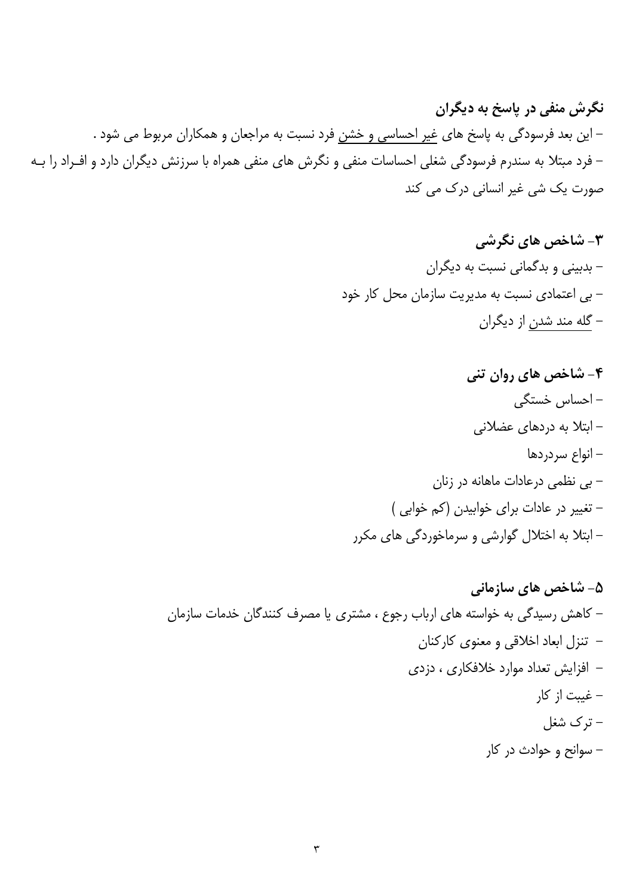**نگرش منفی در پاسخ به دیگران**

- این بعد فرسودگی به پاسخ های غیر احساسی و خشن فرد نسبت به مراجعان و همکاران مربوط می شود .
- فرد مبتلا به سندرم فرسودگی شغلی احساسات منفی و نگرش های منفی همراه با سرزنش دیگران دارد و افـراد را بـه صورت یک شی غیر انسانی درک می کند

**۳- شاخص های نگرشی**

- بدبینی و بدگمانی نسبت به دیگران
- بی اعتمادی نسبت به مدیریت سازمان محل کار خود
- گله مند شدن از دیگران

**۴- شاخص های روان تنی**

- احساس خستگی
- ابتلا به دردهای عضلانی
- انواع سردردها
- بی نظمی درعادات ماهانه در زنان
- تغییر در عادات برای خوابیدن (کم خوابی )
- ابتلا به اختلال گوارشی و سرماخوردگی های مکرر

**۵- شاخص های سازمانی**

- کاهش رسیدگی به خواسته های ارباب رجوع ، مشتری یا مصرف کنندگان خدمات سازمان
- تنزل ابعاد اخلاقی و معنوی کارکنان
- افزایش تعداد موارد خلافکاری ، دزدی
- غیبت از کار
- ترک شغل
- سوانح و حوادث در کار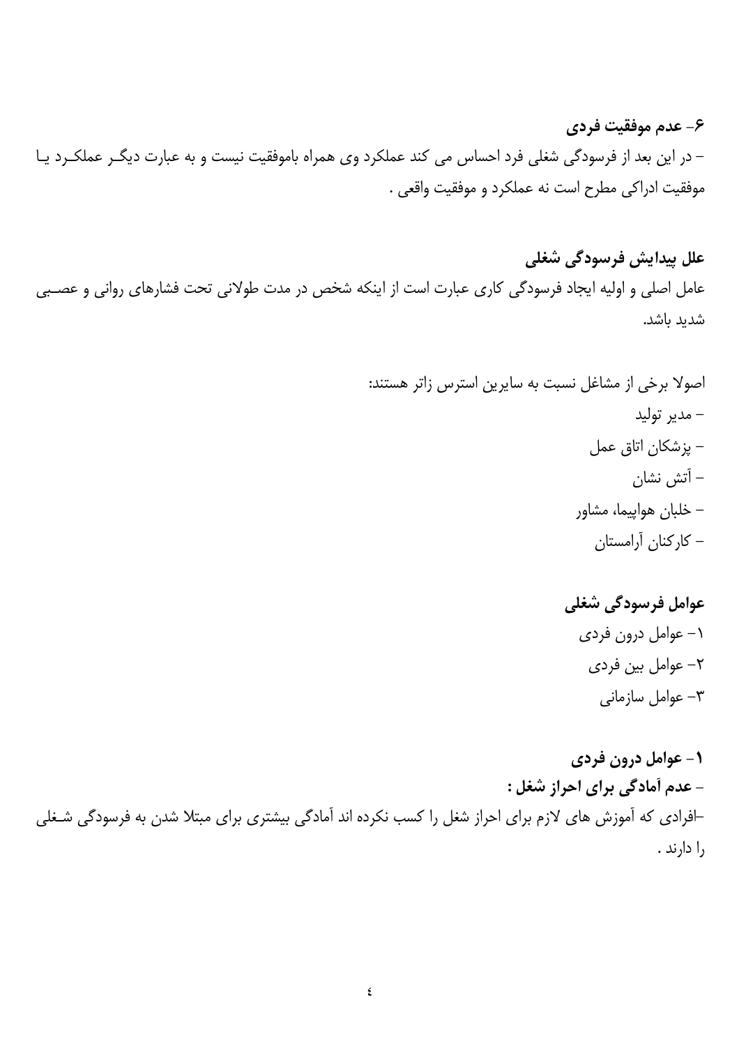**۶- عدم موفقیت فردی**

– در این بعد از فرسودگی شغلی فرد احساس می کند عملکرد وی همراه باموفقیت نیست و به عبارت دیگر عملکرد یا موفقیت ادراکی مطرح است نه عملکرد و موفقیت واقعی .

**علل پیدایش فرسودگی شغلی**

عامل اصلی و اولیه ایجاد فرسودگی کاری عبارت است از اینکه شخص در مدت طولانی تحت فشارهای روانی و عصبی شدید باشد.

اصولا برخی از مشاغل نسبت به سایرین استرس زاتر هستند:

- مدیر تولید
- پزشکان اتاق عمل
- آتش نشان
- خلبان هواپیما، مشاور
- کارکنان آرامستان

**عوامل فرسودگی شغلی**

۱- عوامل درون فردی

۲- عوامل بین فردی

۳- عوامل سازمانی

**۱- عوامل درون فردی**

**- عدم آمادگی برای احراز شغل :**

–افرادی که آموزش های لازم برای احراز شغل را کسب نکرده اند آمادگی بیشتری برای مبتلا شدن به فرسودگی شغلی را دارند .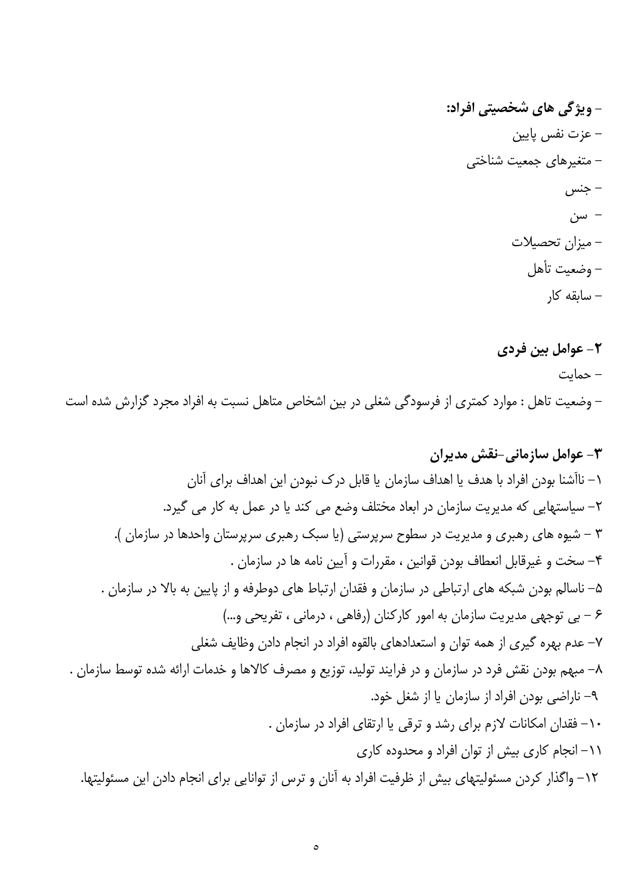**- ویژگی های شخصیتی افراد:**

- عزت نفس پایین
- متغیرهای جمعیت شناختی
- جنس
- سن
- میزان تحصیلات
- وضعیت تأهل
- سابقه کار

**۲- عوامل بین فردی**

- حمایت
- وضعیت تاهل : موارد کمتری از فرسودگی شغلی در بین اشخاص متاهل نسبت به افراد مجرد گزارش شده است

**۳- عوامل سازمانی-نقش مدیران**

۱- ناآشنا بودن افراد با هدف یا اهداف سازمان یا قابل درک نبودن این اهداف برای آنان

۲- سیاستهایی که مدیریت سازمان در ابعاد مختلف وضع می کند یا در عمل به کار می گیرد.

۳ – شیوه های رهبری و مدیریت در سطوح سرپرستی (یا سبک رهبری سرپرستان واحدها در سازمان ).

۴- سخت و غیرقابل انعطاف بودن قوانین ، مقررات و آیین نامه ها در سازمان .

۵- ناسالم بودن شبکه های ارتباطی در سازمان و فقدان ارتباط های دوطرفه و از پایین به بالا در سازمان .

۶ – بی توجهی مدیریت سازمان به امور کارکنان (رفاهی ، درمانی ، تفریحی و...)

۷- عدم بهره گیری از همه توان و استعدادهای بالقوه افراد در انجام دادن وظایف شغلی

۸- مبهم بودن نقش فرد در سازمان و در فرایند تولید، توزیع و مصرف کالاها و خدمات ارائه شده توسط سازمان .

۹- ناراضی بودن افراد از سازمان یا از شغل خود.

۱۰- فقدان امکانات لازم برای رشد و ترقی یا ارتقای افراد در سازمان .

۱۱- انجام کاری بیش از توان افراد و محدوده کاری

۱۲- واگذار کردن مسئولیتهای بیش از ظرفیت افراد به آنان و ترس از توانایی برای انجام دادن این مسئولیتها.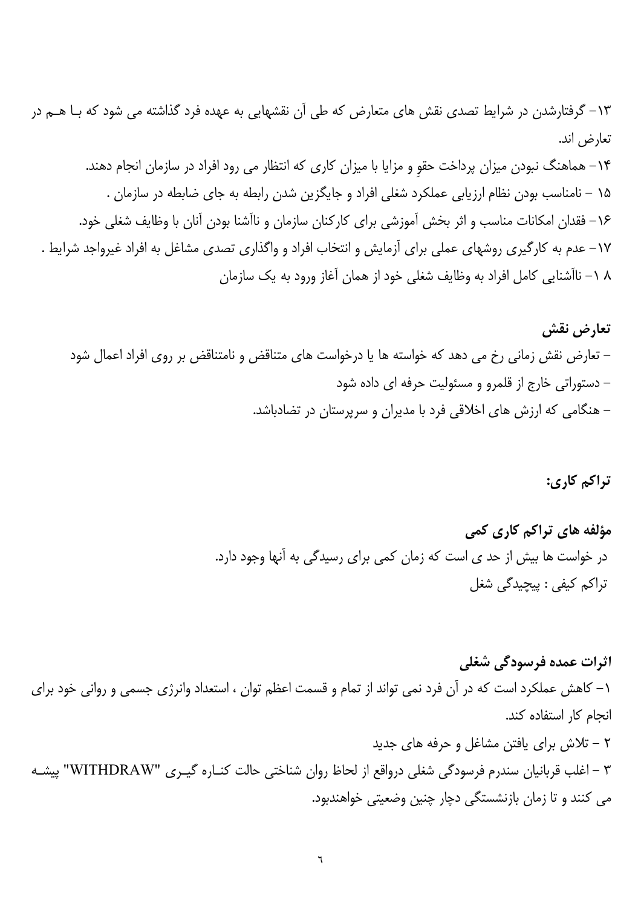۱۳- گرفتارشدن در شرایط تصدی نقش های متعارض که طی آن نقشهایی به عهده فرد گذاشته می شود که بـا هـم در تعارض اند.

۱۴- هماهنگ نبودن میزان پرداخت حقوِ و مزایا با میزان کاری که انتظار می رود افراد در سازمان انجام دهند.

۱۵ – نامناسب بودن نظام ارزیابی عملکرد شغلی افراد و جایگزین شدن رابطه به جای ضابطه در سازمان .

۱۶- فقدان امکانات مناسب و اثر بخش آموزشی برای کارکنان سازمان و ناآشنا بودن آنان با وظایف شغلی خود.

۱۷- عدم به کارگیری روشهای عملی برای آزمایش و انتخاب افراد و واگذاری تصدی مشاغل به افراد غیرواجد شرایط .

۱۸- ناآشنایی کامل افراد به وظایف شغلی خود از همان آغاز ورود به یک سازمان

## تعارض نقش

- تعارض نقش زمانی رخ می دهد که خواسته ها یا درخواست های متناقض و نامتناقض بر روی افراد اعمال شود
- دستوراتی خارج از قلمرو و مسئولیت حرفه ای داده شود
- هنگامی که ارزش های اخلاقی فرد با مدیران و سرپرستان در تضادباشد.

## تراکم کاری:

### مؤلفه های تراکم کاری کمی

در خواست ها بیش از حد ی است که زمان کمی برای رسیدگی به آنها وجود دارد.

تراکم کیفی : پیچیدگی شغل

## اثرات عمده فرسودگی شغلی

۱- کاهش عملکرد است که در آن فرد نمی تواند از تمام و قسمت اعظم توان ، استعداد وانرژی جسمی و روانی خود برای انجام کار استفاده کند.

۲ – تلاش برای یافتن مشاغل و حرفه های جدید

۳ – اغلب قربانیان سندرم فرسودگی شغلی درواقع از لحاظ روان شناختی حالت کنـاره گیـری "WITHDRAW" پیشـه می کنند و تا زمان بازنشستگی دچار چنین وضعیتی خواهندبود.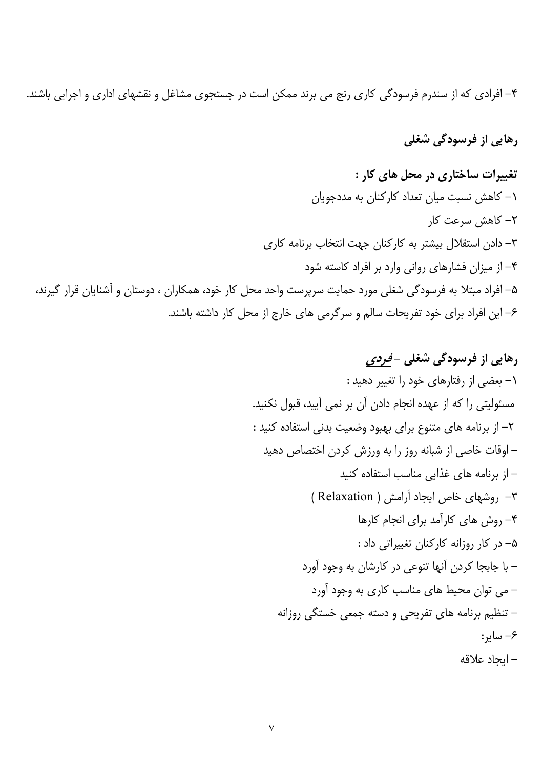۴- افرادی که از سندرم فرسودگی کاری رنج می برند ممکن است در جستجوی مشاغل و نقشهای اداری و اجرایی باشند.

## رهایی از فرسودگی شغلی

**تغییرات ساختاری در محل های کار :**

۱- کاهش نسبت میان تعداد کارکنان به مددجویان

۲- کاهش سرعت کار

۳- دادن استقلال بیشتر به کارکنان جهت انتخاب برنامه کاری

۴- از میزان فشارهای روانی وارد بر افراد کاسته شود

۵- افراد مبتلا به فرسودگی شغلی مورد حمایت سرپرست واحد محل کار خود، همکاران ، دوستان و آشنایان قرار گیرند،

۶- این افراد برای خود تفریحات سالم و سرگرمی های خارج از محل کار داشته باشند.

## رهایی از فرسودگی شغلی - *فردی*

۱- بعضی از رفتارهای خود را تغییر دهید :

مسئولیتی را که از عهده انجام دادن آن بر نمی آیید، قبول نکنید.

۲- از برنامه های متنوع برای بهبود وضعیت بدنی استفاده کنید :

- اوقات خاصی از شبانه روز را به ورزش کردن اختصاص دهید
- از برنامه های غذایی مناسب استفاده کنید

۳- روشهای خاص ایجاد آرامش ( Relaxation )

۴- روش های کارآمد برای انجام کارها

۵- در کار روزانه کارکنان تغییراتی داد :

- با جابجا کردن آنها تنوعی در کارشان به وجود آورد
- می توان محیط های مناسب کاری به وجود آورد
- تنظیم برنامه های تفریحی و دسته جمعی خستگی روزانه

۶- سایر:

- ایجاد علاقه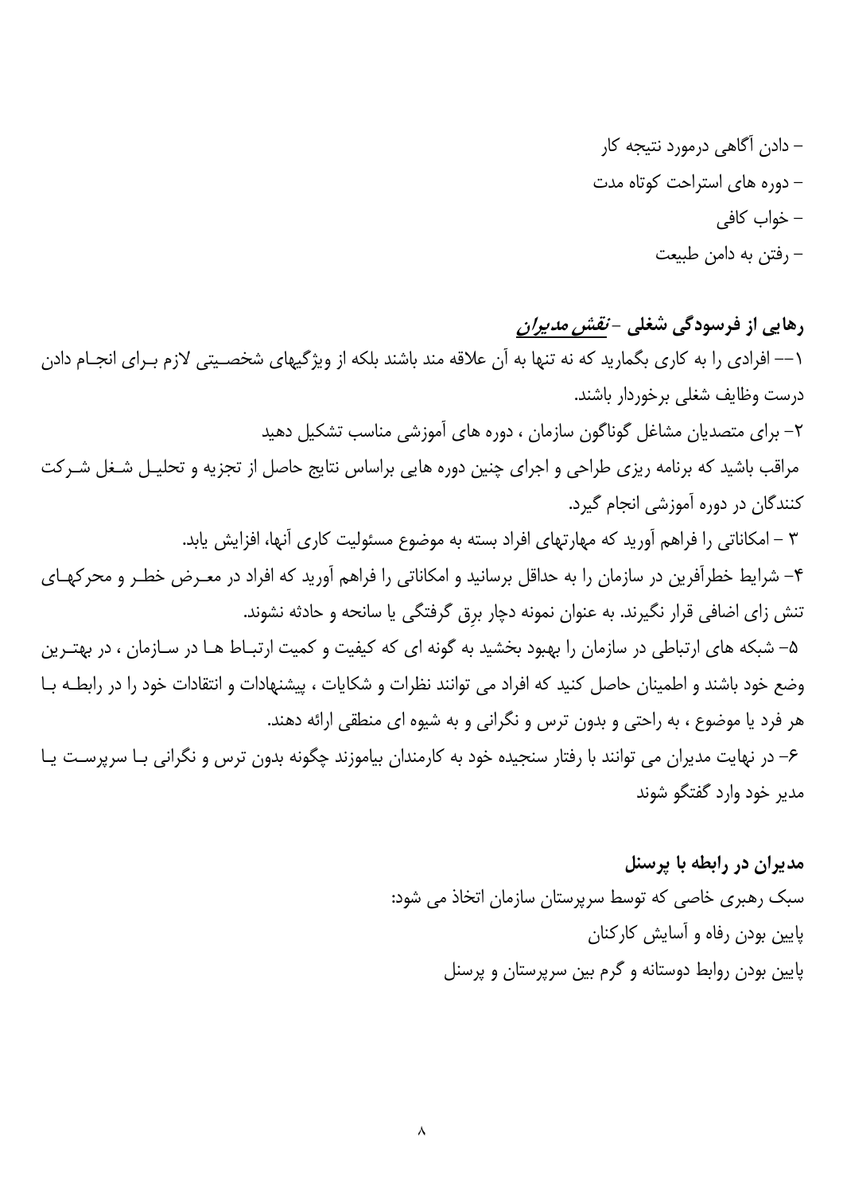- دادن آگاهی درمورد نتیجه کار
- دوره های استراحت کوتاه مدت
- خواب کافی
- رفتن به دامن طبیعت

**رهایی از فرسودگی شغلی -** ***نقش مدیران***

۱-- افرادی را به کاری بگمارید که نه تنها به آن علاقه مند باشند بلکه از ویژگیهای شخصیتی لازم برای انجام دادن درست وظایف شغلی برخوردار باشند.

۲- برای متصدیان مشاغل گوناگون سازمان ، دوره های آموزشی مناسب تشکیل دهید

مراقب باشید که برنامه ریزی طراحی و اجرای چنین دوره هایی براساس نتایج حاصل از تجزیه و تحلیل شغل شرکت کنندگان در دوره آموزشی انجام گیرد.

۳ - امکاناتی را فراهم آورید که مهارتهای افراد بسته به موضوع مسئولیت کاری آنها، افزایش یابد.

۴- شرایط خطرآفرین در سازمان را به حداقل برسانید و امکاناتی را فراهم آورید که افراد در معرض خطر و محرکهای تنش زای اضافی قرار نگیرند. به عنوان نمونه دچار برقِ گرفتگی یا سانحه و حادثه نشوند.

۵- شبکه های ارتباطی در سازمان را بهبود بخشید به گونه ای که کیفیت و کمیت ارتباط ها در سازمان ، در بهترین وضع خود باشند و اطمینان حاصل کنید که افراد می توانند نظرات و شکایات ، پیشنهادات و انتقادات خود را در رابطه با هر فرد یا موضوع ، به راحتی و بدون ترس و نگرانی و به شیوه ای منطقی ارائه دهند.

۶- در نهایت مدیران می توانند با رفتار سنجیده خود به کارمندان بیاموزند چگونه بدون ترس و نگرانی با سرپرست یا مدیر خود وارد گفتگو شوند

**مدیران در رابطه با پرسنل**

سبک رهبری خاصی که توسط سرپرستان سازمان اتخاذ می شود:

پایین بودن رفاه و آسایش کارکنان

پایین بودن روابط دوستانه و گرم بین سرپرستان و پرسنل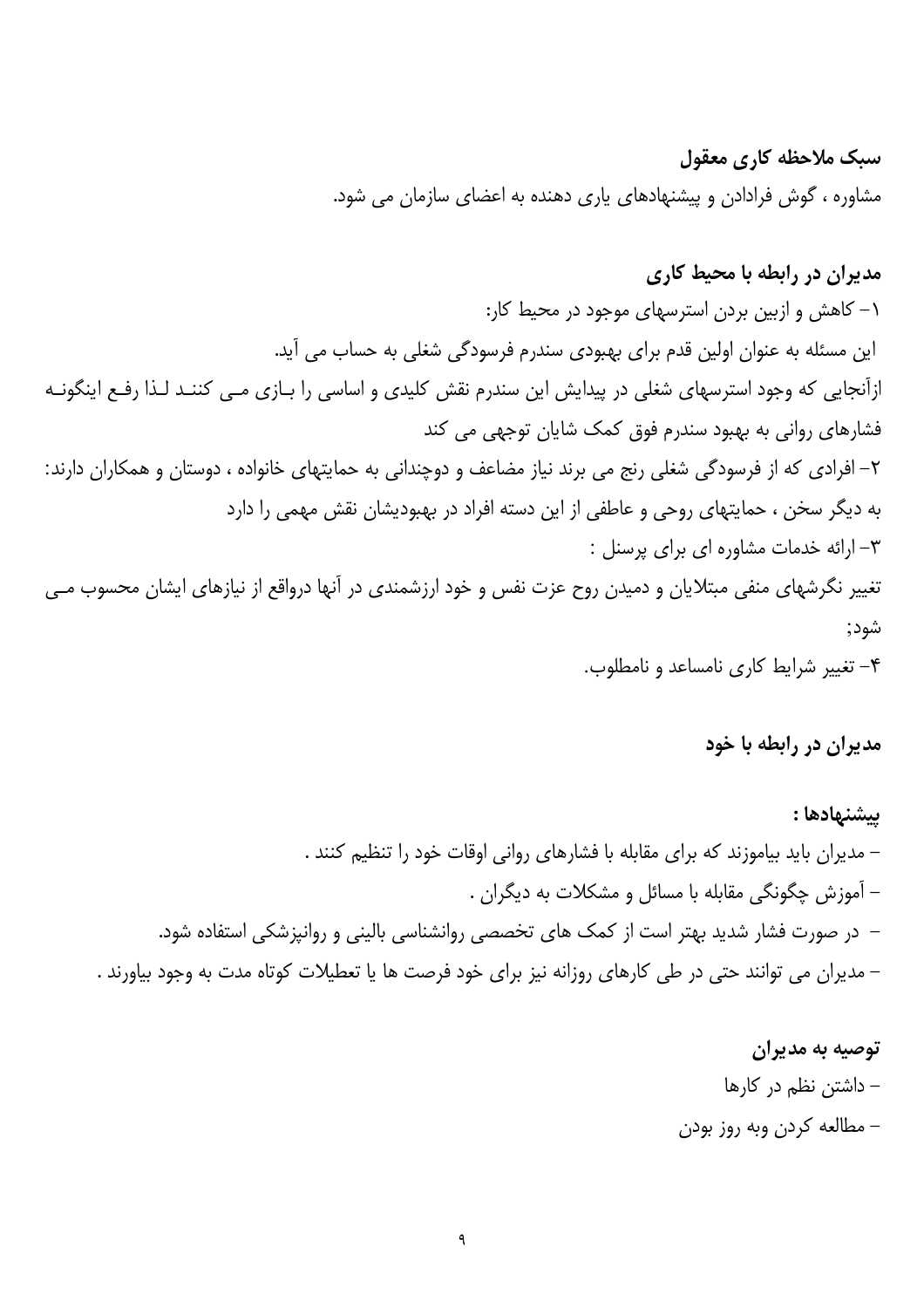**سبک ملاحظه کاری معقول**

مشاوره ، گوش فرادادن و پیشنهادهای یاری دهنده به اعضای سازمان می شود.

**مدیران در رابطه با محیط کاری**

۱- کاهش و ازبین بردن استرسهای موجود در محیط کار:

این مسئله به عنوان اولین قدم برای بهبودی سندرم فرسودگی شغلی به حساب می آید.

ازآنجایی که وجود استرسهای شغلی در پیدایش این سندرم نقش کلیدی و اساسی را بـازی مـی کننـد لـذا رفـع اینگونـه فشارهای روانی به بهبود سندرم فوق کمک شایان توجهی می کند

۲- افرادی که از فرسودگی شغلی رنج می برند نیاز مضاعف و دوچندانی به حمایتهای خانواده ، دوستان و همکاران دارند: به دیگر سخن ، حمایتهای روحی و عاطفی از این دسته افراد در بهبودیشان نقش مهمی را دارد

۳- ارائه خدمات مشاوره ای برای پرسنل :

تغییر نگرشهای منفی مبتلایان و دمیدن روح عزت نفس و خود ارزشمندی در آنها درواقع از نیازهای ایشان محسوب مـی شود;

۴- تغییر شرایط کاری نامساعد و نامطلوب.

**مدیران در رابطه با خود**

**پیشنهادها :**

- مدیران باید بیاموزند که برای مقابله با فشارهای روانی اوقات خود را تنظیم کنند .
- آموزش چگونگی مقابله با مسائل و مشکلات به دیگران .
- در صورت فشار شدید بهتر است از کمک های تخصصی روانشناسی بالینی و روانپزشکی استفاده شود.
- مدیران می توانند حتی در طی کارهای روزانه نیز برای خود فرصت ها یا تعطیلات کوتاه مدت به وجود بیاورند .

**توصیه به مدیران**

- داشتن نظم در کارها
- مطالعه کردن وبه روز بودن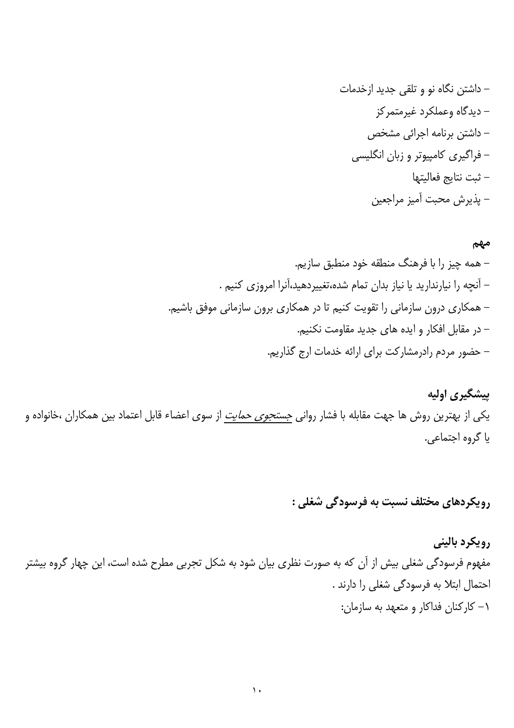- داشتن نگاه نو و تلقی جدید ازخدمات
- دیدگاه وعملکرد غیرمتمرکز
- داشتن برنامه اجرائی مشخص
- فراگیری کامپیوتر و زبان انگلیسی
- ثبت نتایج فعالیتها
- پذیرش محبت آمیز مراجعین

**مهم**

- همه چیز را با فرهنگ منطقه خود منطبق سازیم.
- آنچه را نیارندارید یا نیاز بدان تمام شده،تغییردهید،آنرا امروزی کنیم .
- همکاری درون سازمانی را تقویت کنیم تا در همکاری برون سازمانی موفق باشیم.
- در مقابل افکار و ایده های جدید مقاومت نکنیم.
- حضور مردم رادرمشارکت برای ارائه خدمات ارج گذاریم.

**پیشگیری اولیه**

یکی از بهترین روش ها جهت مقابله با فشار روانی *جستجوی حمایت* از سوی اعضاء قابل اعتماد بین همکاران ،خانواده و یا گروه اجتماعی.

**رویکردهای مختلف نسبت به فرسودگی شغلی :**

**رویکرد بالینی**

مفهوم فرسودگی شغلی بیش از آن که به صورت نظری بیان شود به شکل تجربی مطرح شده است، این چهار گروه بیشتر احتمال ابتلا به فرسودگی شغلی را دارند .

۱- کارکنان فداکار و متعهد به سازمان: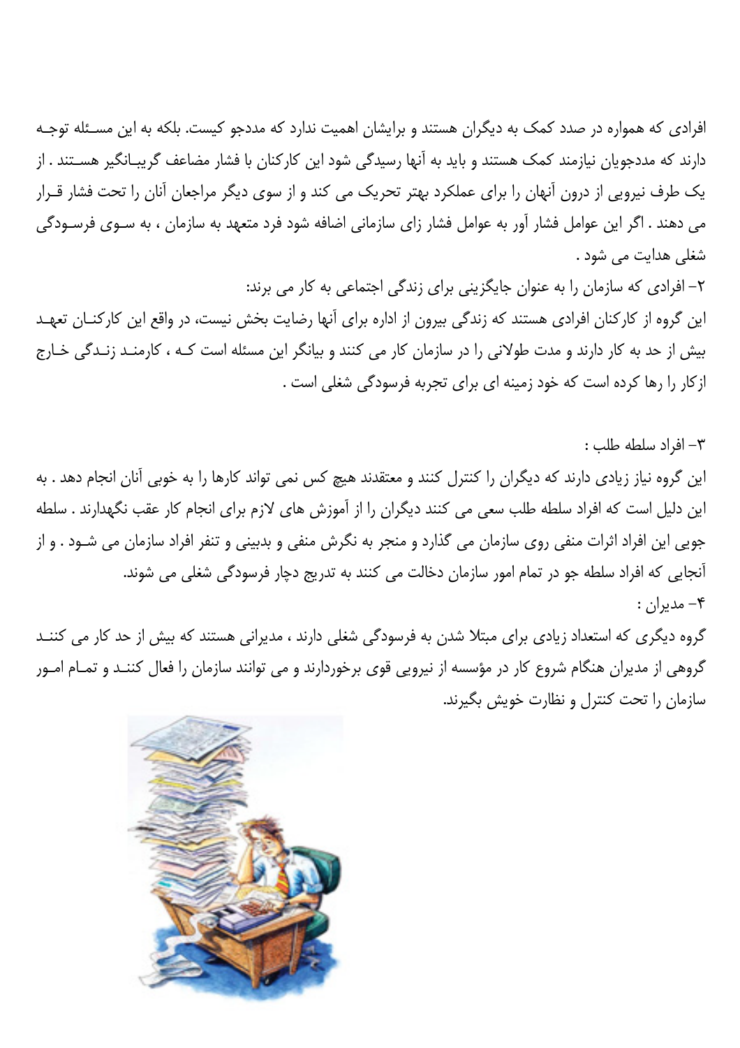افرادی که همواره در صدد کمک به دیگران هستند و برایشان اهمیت ندارد که مددجو کیست. بلکه به این مسئله توجه دارند که مددجویان نیازمند کمک هستند و باید به آنها رسیدگی شود این کارکنان با فشار مضاعف گریبانگیر هستند . از یک طرف نیرویی از درون آنهان را برای عملکرد بهتر تحریک می کند و از سوی دیگر مراجعان آنان را تحت فشار قرار می دهند . اگر این عوامل فشار آور به عوامل فشار زای سازمانی اضافه شود فرد متعهد به سازمان ، به سوی فرسودگی شغلی هدایت می شود .

۲- افرادی که سازمان را به عنوان جایگزینی برای زندگی اجتماعی به کار می برند:

این گروه از کارکنان افرادی هستند که زندگی بیرون از اداره برای آنها رضایت بخش نیست، در واقع این کارکنان تعهد بیش از حد به کار دارند و مدت طولانی را در سازمان کار می کنند و بیانگر این مسئله است کـه ، کارمند زندگی خارج ازکار را رها کرده است که خود زمینه ای برای تجربه فرسودگی شغلی است .

۳- افراد سلطه طلب :

این گروه نیاز زیادی دارند که دیگران را کنترل کنند و معتقدند هیچ کس نمی تواند کارها را به خوبی آنان انجام دهد . به این دلیل است که افراد سلطه طلب سعی می کنند دیگران را از آموزش های لازم برای انجام کار عقب نگهدارند . سلطه جویی این افراد اثرات منفی روی سازمان می گذارد و منجر به نگرش منفی و بدبینی و تنفر افراد سازمان می شود . و از آنجایی که افراد سلطه جو در تمام امور سازمان دخالت می کنند به تدریج دچار فرسودگی شغلی می شوند.

۴- مدیران :

گروه دیگری که استعداد زیادی برای مبتلا شدن به فرسودگی شغلی دارند ، مدیرانی هستند که بیش از حد کار می کنند گروهی از مدیران هنگام شروع کار در مؤسسه از نیرویی قوی برخوردارند و می توانند سازمان را فعال کنند و تمام امور سازمان را تحت کنترل و نظارت خویش بگیرند.